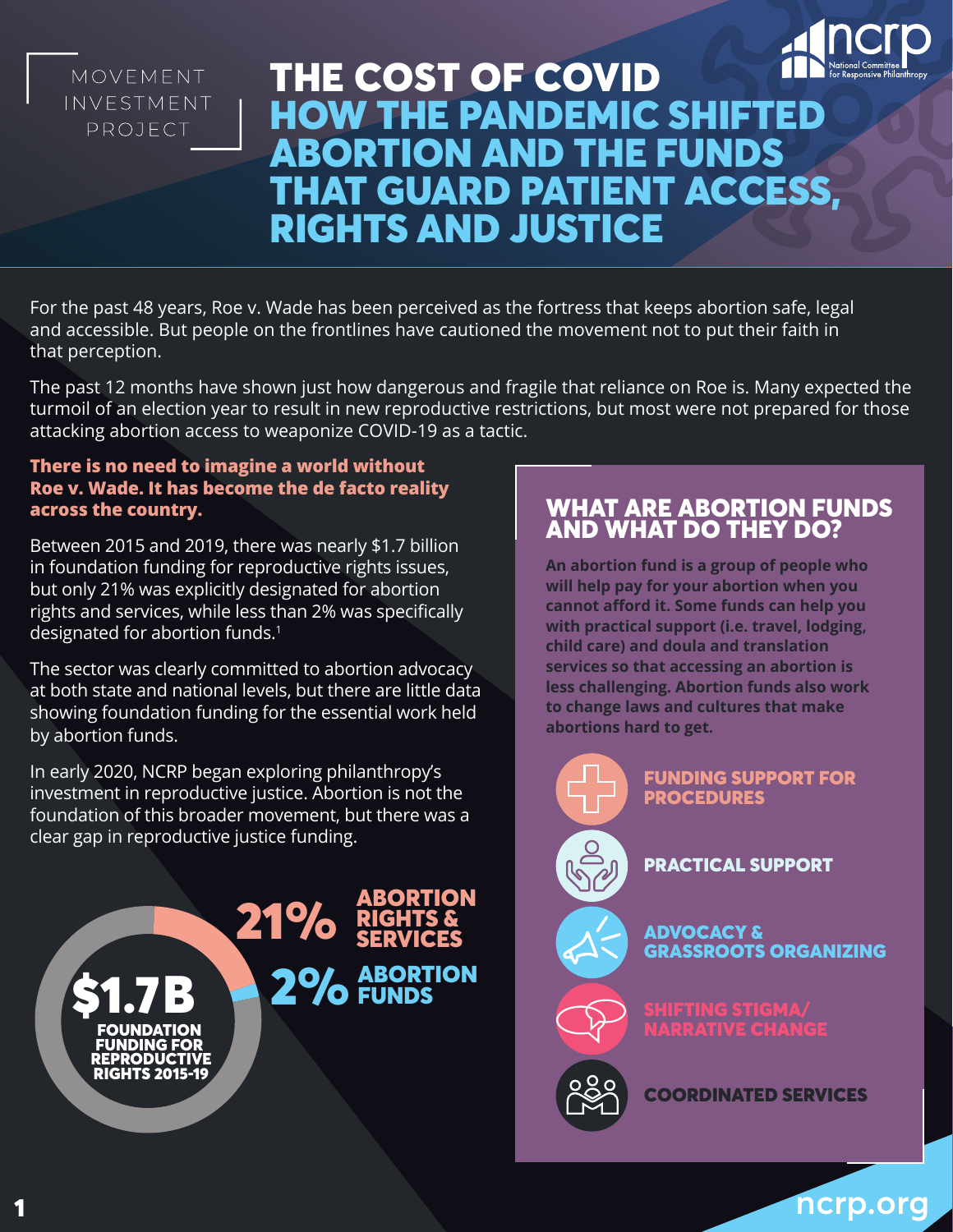MOVEMENT INVESTMENT PROJECT

# THE COST OF COVID

## HOW THE PANDEMIC SHIFTED ABORTION AND THE FUNDS THAT GUARD PATIENT ACCESS, RIGHTS AND JUSTICE

For the past 48 years, Roe v. Wade has been perceived as the fortress that keeps abortion safe, legal and accessible. But people on the frontlines have cautioned the movement not to put their faith in that perception.

The past 12 months have shown just how dangerous and fragile that reliance on Roe is. Many expected the turmoil of an election year to result in new reproductive restrictions, but most were not prepared for those attacking abortion access to weaponize COVID-19 as a tactic.

**There is no need to imagine a world without Roe v. Wade. It has become the de facto reality across the country.**

Between 2015 and 2019, there was nearly $1.7 billion in foundation funding for reproductive rights issues, but only 21% was explicitly designated for abortion rights and services, while less than 2% was specifically designated for abortion funds.[1]

The sector was clearly committed to abortion advocacy at both state and national levels, but there are little data showing foundation funding for the essential work held by abortion funds.

In early 2020, NCRP began exploring philanthropy's investment in reproductive justice. Abortion is not the foundation of this broader movement, but there was a clear gap in reproductive justice funding.

**$1.7B** FOUNDATION FUNDING FOR REPRODUCTIVE RIGHTS 2015-19

- **21%** ABORTION RIGHTS & SERVICES
- **2%** ABORTION FUNDS

### WHAT ARE ABORTION FUNDS AND WHAT DO THEY DO?

**An abortion fund is a group of people who will help pay for your abortion when you cannot afford it. Some funds can help you with practical support (i.e. travel, lodging, child care) and doula and translation services so that accessing an abortion is less challenging. Abortion funds also work to change laws and cultures that make abortions hard to get.**

- FUNDING SUPPORT FOR PROCEDURES
- PRACTICAL SUPPORT
- ADVOCACY & GRASSROOTS ORGANIZING
- SHIFTING STIGMA/ NARRATIVE CHANGE
- COORDINATED SERVICES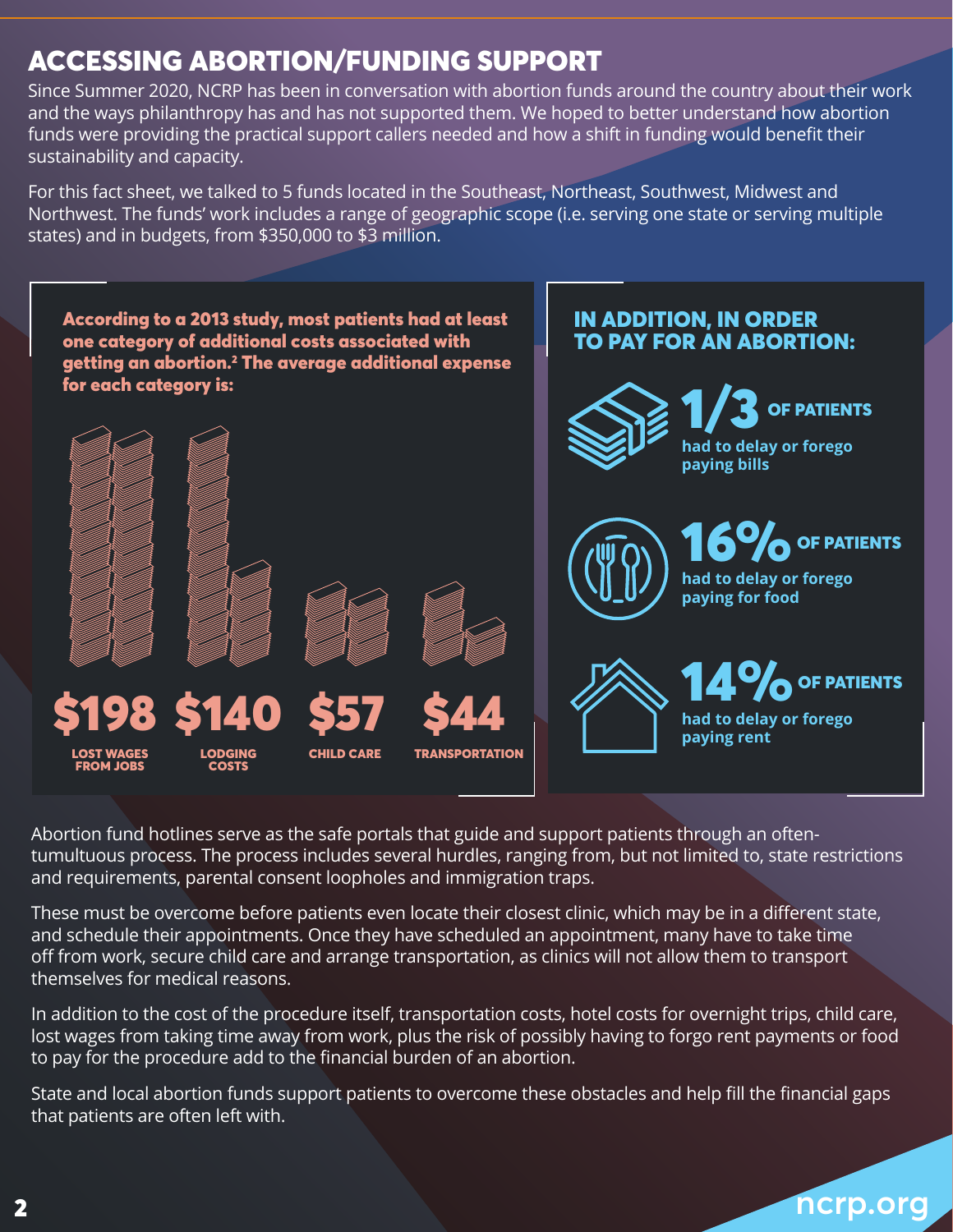## ACCESSING ABORTION/FUNDING SUPPORT

Since Summer 2020, NCRP has been in conversation with abortion funds around the country about their work and the ways philanthropy has and has not supported them. We hoped to better understand how abortion funds were providing the practical support callers needed and how a shift in funding would benefit their sustainability and capacity.

For this fact sheet, we talked to 5 funds located in the Southeast, Northeast, Southwest, Midwest and Northwest. The funds' work includes a range of geographic scope (i.e. serving one state or serving multiple states) and in budgets, from $350,000 to $3 million.

**According to a 2013 study, most patients had at least one category of additional costs associated with getting an abortion.[2] The average additional expense for each category is:**

| $198 | $140 | $57 | $44 |
|---|---|---|---|
| LOST WAGES FROM JOBS | LODGING COSTS | CHILD CARE | TRANSPORTATION |

**IN ADDITION, IN ORDER TO PAY FOR AN ABORTION:**

- **1/3 OF PATIENTS** had to delay or forego paying bills
- **16% OF PATIENTS** had to delay or forego paying for food
- **14% OF PATIENTS** had to delay or forego paying rent

Abortion fund hotlines serve as the safe portals that guide and support patients through an often-tumultuous process. The process includes several hurdles, ranging from, but not limited to, state restrictions and requirements, parental consent loopholes and immigration traps.

These must be overcome before patients even locate their closest clinic, which may be in a different state, and schedule their appointments. Once they have scheduled an appointment, many have to take time off from work, secure child care and arrange transportation, as clinics will not allow them to transport themselves for medical reasons.

In addition to the cost of the procedure itself, transportation costs, hotel costs for overnight trips, child care, lost wages from taking time away from work, plus the risk of possibly having to forgo rent payments or food to pay for the procedure add to the financial burden of an abortion.

State and local abortion funds support patients to overcome these obstacles and help fill the financial gaps that patients are often left with.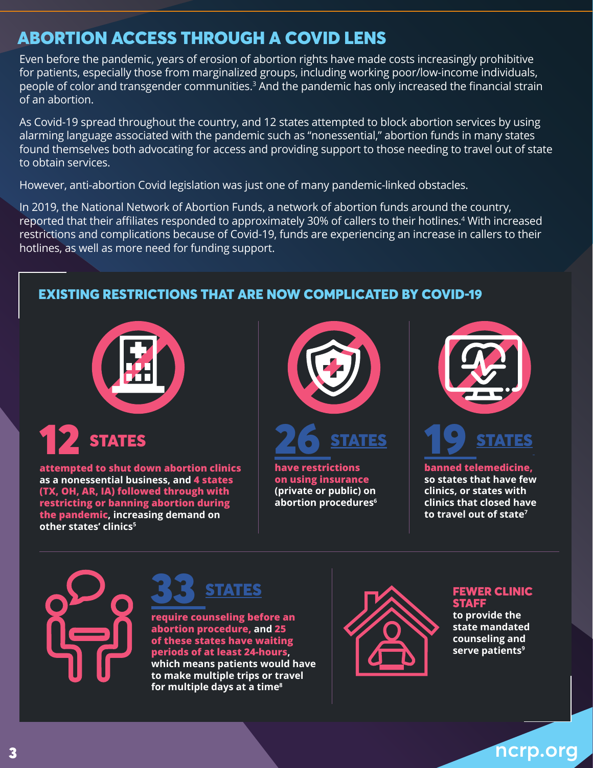## ABORTION ACCESS THROUGH A COVID LENS

Even before the pandemic, years of erosion of abortion rights have made costs increasingly prohibitive for patients, especially those from marginalized groups, including working poor/low-income individuals, people of color and transgender communities.[3] And the pandemic has only increased the financial strain of an abortion.

As Covid-19 spread throughout the country, and 12 states attempted to block abortion services by using alarming language associated with the pandemic such as "nonessential," abortion funds in many states found themselves both advocating for access and providing support to those needing to travel out of state to obtain services.

However, anti-abortion Covid legislation was just one of many pandemic-linked obstacles.

In 2019, the National Network of Abortion Funds, a network of abortion funds around the country, reported that their affiliates responded to approximately 30% of callers to their hotlines.[4] With increased restrictions and complications because of Covid-19, funds are experiencing an increase in callers to their hotlines, as well as more need for funding support.

### EXISTING RESTRICTIONS THAT ARE NOW COMPLICATED BY COVID-19

**12 STATES**

**attempted to shut down abortion clinics as a nonessential business, and 4 states (TX, OH, AR, IA) followed through with restricting or banning abortion during the pandemic, increasing demand on other states' clinics**[5]

**26 STATES**

**have restrictions on using insurance (private or public) on abortion procedures**[6]

**19 STATES**

**banned telemedicine, so states that have few clinics, or states with clinics that closed have to travel out of state**[7]

**33 STATES**

**require counseling before an abortion procedure, and 25 of these states have waiting periods of at least 24-hours, which means patients would have to make multiple trips or travel for multiple days at a time**[8]

**FEWER CLINIC STAFF**

**to provide the state mandated counseling and serve patients**[9]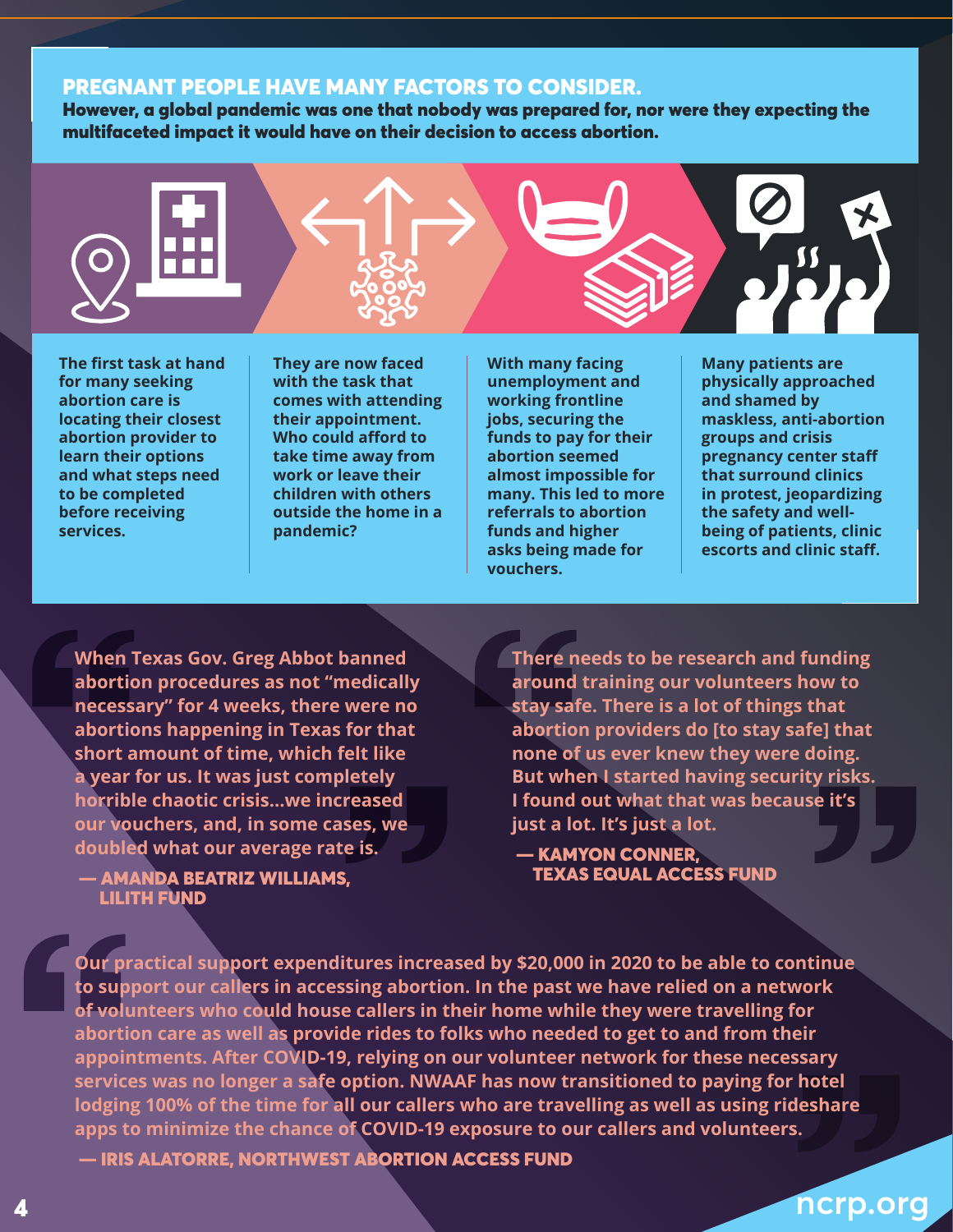## PREGNANT PEOPLE HAVE MANY FACTORS TO CONSIDER.

**However, a global pandemic was one that nobody was prepared for, nor were they expecting the multifaceted impact it would have on their decision to access abortion.**

**The first task at hand for many seeking abortion care is locating their closest abortion provider to learn their options and what steps need to be completed before receiving services.**

**They are now faced with the task that comes with attending their appointment. Who could afford to take time away from work or leave their children with others outside the home in a pandemic?**

**With many facing unemployment and working frontline jobs, securing the funds to pay for their abortion seemed almost impossible for many. This led to more referrals to abortion funds and higher asks being made for vouchers.**

**Many patients are physically approached and shamed by maskless, anti-abortion groups and crisis pregnancy center staff that surround clinics in protest, jeopardizing the safety and well-being of patients, clinic escorts and clinic staff.**

> **When Texas Gov. Greg Abbot banned abortion procedures as not "medically necessary" for 4 weeks, there were no abortions happening in Texas for that short amount of time, which felt like a year for us. It was just completely horrible chaotic crisis...we increased our vouchers, and, in some cases, we doubled what our average rate is.**
>
> **— AMANDA BEATRIZ WILLIAMS, LILITH FUND**

> **There needs to be research and funding around training our volunteers how to stay safe. There is a lot of things that abortion providers do [to stay safe] that none of us ever knew they were doing. But when I started having security risks. I found out what that was because it's just a lot. It's just a lot.**
>
> **— KAMYON CONNER, TEXAS EQUAL ACCESS FUND**

> **Our practical support expenditures increased by $20,000 in 2020 to be able to continue to support our callers in accessing abortion. In the past we have relied on a network of volunteers who could house callers in their home while they were travelling for abortion care as well as provide rides to folks who needed to get to and from their appointments. After COVID-19, relying on our volunteer network for these necessary services was no longer a safe option. NWAAF has now transitioned to paying for hotel lodging 100% of the time for all our callers who are travelling as well as using rideshare apps to minimize the chance of COVID-19 exposure to our callers and volunteers.**
>
> **— IRIS ALATORRE, NORTHWEST ABORTION ACCESS FUND**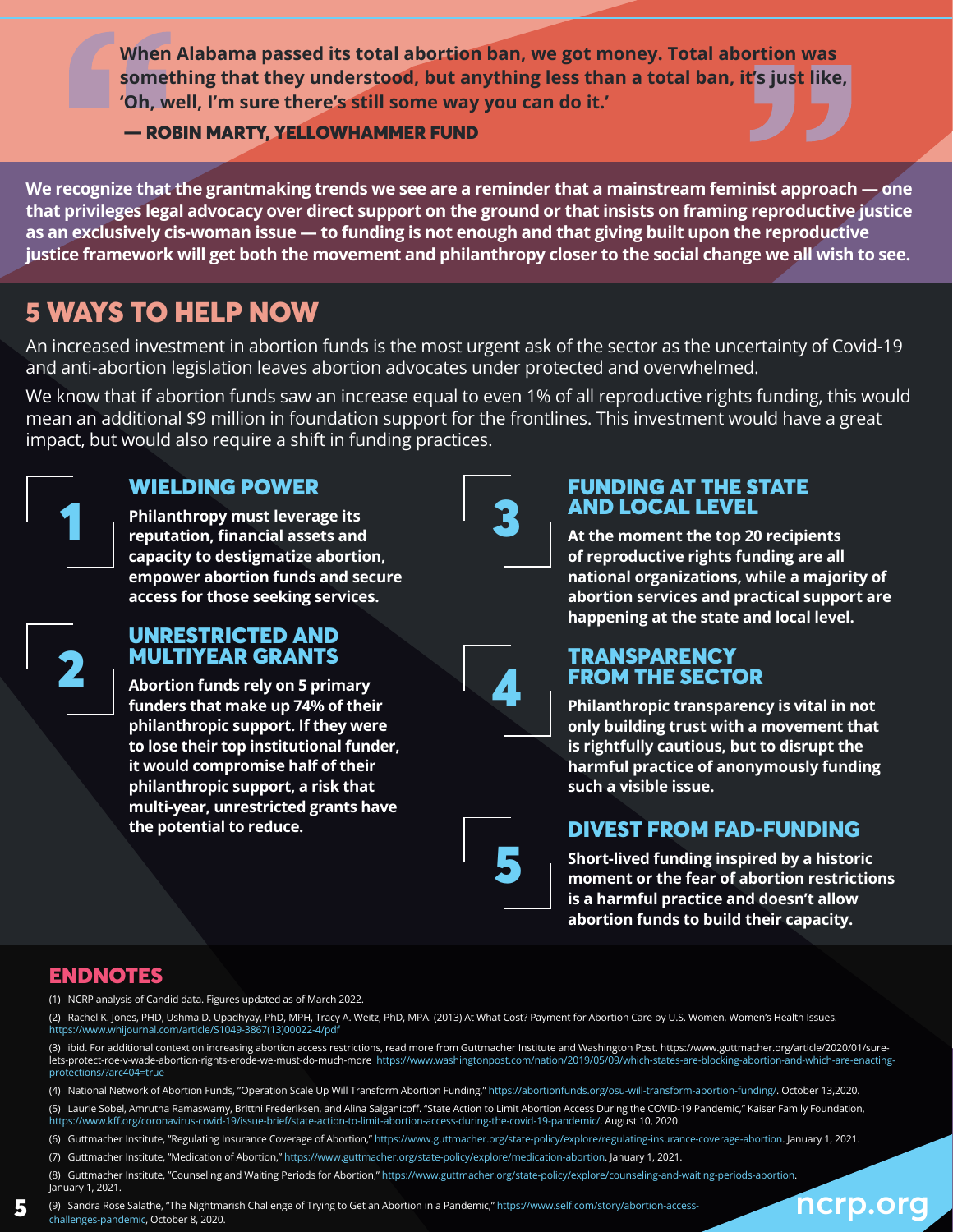> **When Alabama passed its total abortion ban, we got money. Total abortion was something that they understood, but anything less than a total ban, it's just like, 'Oh, well, I'm sure there's still some way you can do it.'**
>
> **— ROBIN MARTY, YELLOWHAMMER FUND**

**We recognize that the grantmaking trends we see are a reminder that a mainstream feminist approach — one that privileges legal advocacy over direct support on the ground or that insists on framing reproductive justice as an exclusively cis-woman issue — to funding is not enough and that giving built upon the reproductive justice framework will get both the movement and philanthropy closer to the social change we all wish to see.**

## 5 WAYS TO HELP NOW

An increased investment in abortion funds is the most urgent ask of the sector as the uncertainty of Covid-19 and anti-abortion legislation leaves abortion advocates under protected and overwhelmed.

We know that if abortion funds saw an increase equal to even 1% of all reproductive rights funding, this would mean an additional $9 million in foundation support for the frontlines. This investment would have a great impact, but would also require a shift in funding practices.

### 1 WIELDING POWER

**Philanthropy must leverage its reputation, financial assets and capacity to destigmatize abortion, empower abortion funds and secure access for those seeking services.**

### 2 UNRESTRICTED AND MULTIYEAR GRANTS

**Abortion funds rely on 5 primary funders that make up 74% of their philanthropic support. If they were to lose their top institutional funder, it would compromise half of their philanthropic support, a risk that multi-year, unrestricted grants have the potential to reduce.**

### 3 FUNDING AT THE STATE AND LOCAL LEVEL

**At the moment the top 20 recipients of reproductive rights funding are all national organizations, while a majority of abortion services and practical support are happening at the state and local level.**

### 4 TRANSPARENCY FROM THE SECTOR

**Philanthropic transparency is vital in not only building trust with a movement that is rightfully cautious, but to disrupt the harmful practice of anonymously funding such a visible issue.**

### 5 DIVEST FROM FAD-FUNDING

**Short-lived funding inspired by a historic moment or the fear of abortion restrictions is a harmful practice and doesn't allow abortion funds to build their capacity.**

## ENDNOTES

(1) NCRP analysis of Candid data. Figures updated as of March 2022.

(2) Rachel K. Jones, PHD, Ushma D. Upadhyay, PhD, MPH, Tracy A. Weitz, PhD, MPA. (2013) At What Cost? Payment for Abortion Care by U.S. Women, Women's Health Issues. https://www.whijournal.com/article/S1049-3867(13)00022-4/pdf

(3) ibid. For additional context on increasing abortion access restrictions, read more from Guttmacher Institute and Washington Post. https://www.guttmacher.org/article/2020/01/sure-lets-protect-roe-v-wade-abortion-rights-erode-we-must-do-much-more https://www.washingtonpost.com/nation/2019/05/09/which-states-are-blocking-abortion-and-which-are-enacting-protections/?arc404=true

(4) National Network of Abortion Funds, "Operation Scale Up Will Transform Abortion Funding," https://abortionfunds.org/osu-will-transform-abortion-funding/. October 13,2020.

(5) Laurie Sobel, Amrutha Ramaswamy, Brittni Frederiksen, and Alina Salganicoff. "State Action to Limit Abortion Access During the COVID-19 Pandemic," Kaiser Family Foundation, https://www.kff.org/coronavirus-covid-19/issue-brief/state-action-to-limit-abortion-access-during-the-covid-19-pandemic/. August 10, 2020.

(6) Guttmacher Institute, "Regulating Insurance Coverage of Abortion," https://www.guttmacher.org/state-policy/explore/regulating-insurance-coverage-abortion. January 1, 2021.

(7) Guttmacher Institute, "Medication of Abortion," https://www.guttmacher.org/state-policy/explore/medication-abortion. January 1, 2021.

(8) Guttmacher Institute, "Counseling and Waiting Periods for Abortion," https://www.guttmacher.org/state-policy/explore/counseling-and-waiting-periods-abortion. January 1, 2021.

(9) Sandra Rose Salathe, "The Nightmarish Challenge of Trying to Get an Abortion in a Pandemic," https://www.self.com/story/abortion-access-challenges-pandemic, October 8, 2020.

ncrp.org